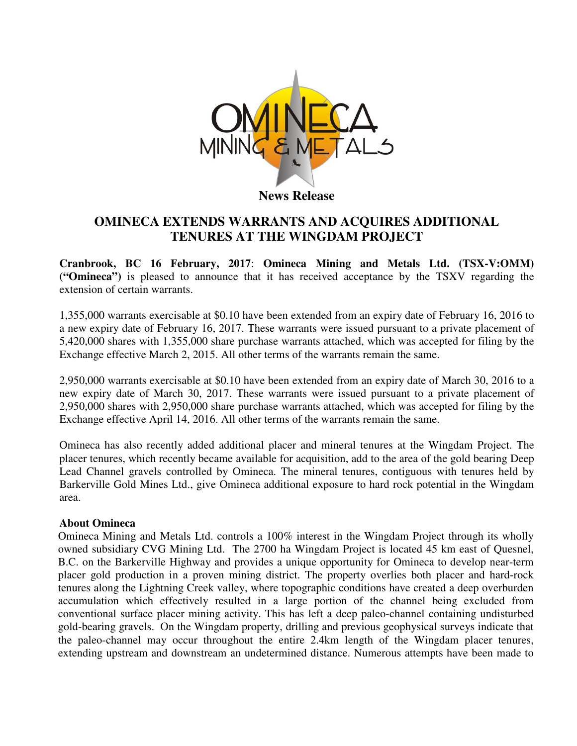OMINECA MINING & METALS

**News Release**

# OMINECA EXTENDS WARRANTS AND ACQUIRES ADDITIONAL TENURES AT THE WINGDAM PROJECT

**Cranbrook, BC 16 February, 2017**: **Omineca Mining and Metals Ltd. (TSX-V:OMM) ("Omineca")** is pleased to announce that it has received acceptance by the TSXV regarding the extension of certain warrants.

1,355,000 warrants exercisable at $0.10 have been extended from an expiry date of February 16, 2016 to a new expiry date of February 16, 2017. These warrants were issued pursuant to a private placement of 5,420,000 shares with 1,355,000 share purchase warrants attached, which was accepted for filing by the Exchange effective March 2, 2015. All other terms of the warrants remain the same.

2,950,000 warrants exercisable at $0.10 have been extended from an expiry date of March 30, 2016 to a new expiry date of March 30, 2017. These warrants were issued pursuant to a private placement of 2,950,000 shares with 2,950,000 share purchase warrants attached, which was accepted for filing by the Exchange effective April 14, 2016. All other terms of the warrants remain the same.

Omineca has also recently added additional placer and mineral tenures at the Wingdam Project. The placer tenures, which recently became available for acquisition, add to the area of the gold bearing Deep Lead Channel gravels controlled by Omineca. The mineral tenures, contiguous with tenures held by Barkerville Gold Mines Ltd., give Omineca additional exposure to hard rock potential in the Wingdam area.

**About Omineca**

Omineca Mining and Metals Ltd. controls a 100% interest in the Wingdam Project through its wholly owned subsidiary CVG Mining Ltd. The 2700 ha Wingdam Project is located 45 km east of Quesnel, B.C. on the Barkerville Highway and provides a unique opportunity for Omineca to develop near-term placer gold production in a proven mining district. The property overlies both placer and hard-rock tenures along the Lightning Creek valley, where topographic conditions have created a deep overburden accumulation which effectively resulted in a large portion of the channel being excluded from conventional surface placer mining activity. This has left a deep paleo-channel containing undisturbed gold-bearing gravels. On the Wingdam property, drilling and previous geophysical surveys indicate that the paleo-channel may occur throughout the entire 2.4km length of the Wingdam placer tenures, extending upstream and downstream an undetermined distance. Numerous attempts have been made to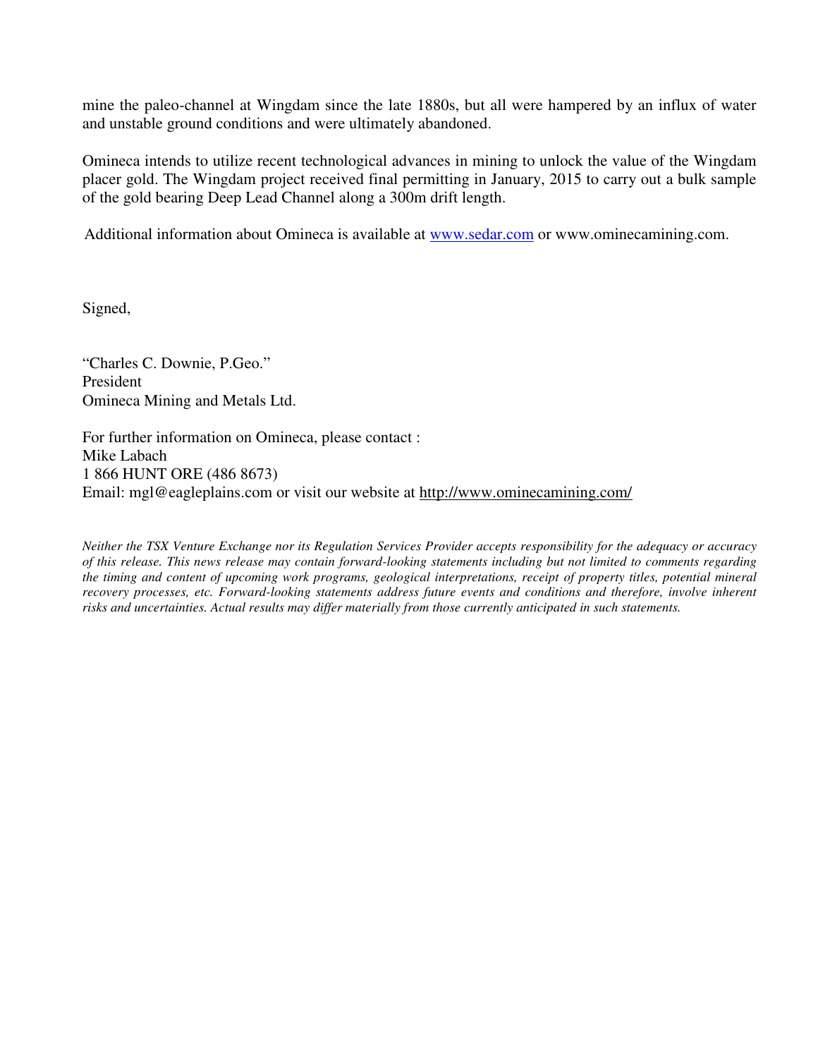mine the paleo-channel at Wingdam since the late 1880s, but all were hampered by an influx of water and unstable ground conditions and were ultimately abandoned.

Omineca intends to utilize recent technological advances in mining to unlock the value of the Wingdam placer gold. The Wingdam project received final permitting in January, 2015 to carry out a bulk sample of the gold bearing Deep Lead Channel along a 300m drift length.

Additional information about Omineca is available at www.sedar.com or www.ominecamining.com.

Signed,

"Charles C. Downie, P.Geo."
President
Omineca Mining and Metals Ltd.

For further information on Omineca, please contact :
Mike Labach
1 866 HUNT ORE (486 8673)
Email: mgl@eagleplains.com or visit our website at http://www.ominecamining.com/

*Neither the TSX Venture Exchange nor its Regulation Services Provider accepts responsibility for the adequacy or accuracy of this release. This news release may contain forward-looking statements including but not limited to comments regarding the timing and content of upcoming work programs, geological interpretations, receipt of property titles, potential mineral recovery processes, etc. Forward-looking statements address future events and conditions and therefore, involve inherent risks and uncertainties. Actual results may differ materially from those currently anticipated in such statements.*